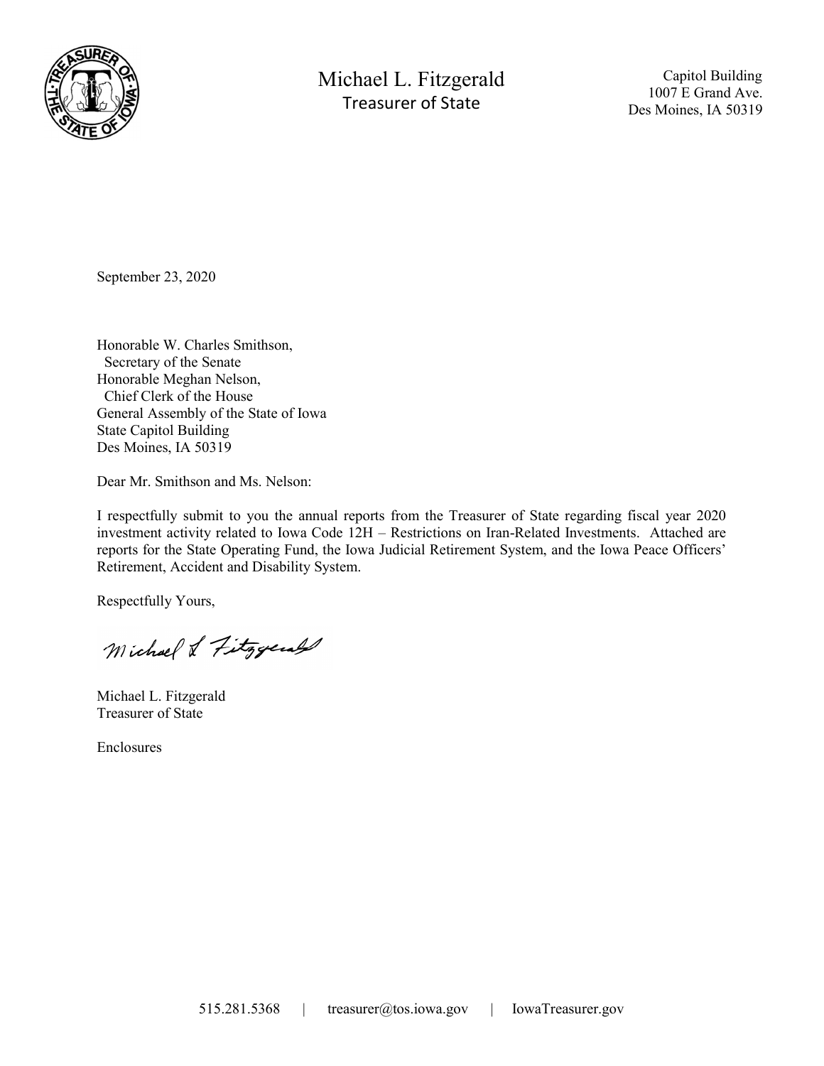Michael L. Fitzgerald
Treasurer of State

Capitol Building
1007 E Grand Ave.
Des Moines, IA 50319

September 23, 2020

Honorable W. Charles Smithson,
Secretary of the Senate
Honorable Meghan Nelson,
Chief Clerk of the House
General Assembly of the State of Iowa
State Capitol Building
Des Moines, IA 50319

Dear Mr. Smithson and Ms. Nelson:

I respectfully submit to you the annual reports from the Treasurer of State regarding fiscal year 2020 investment activity related to Iowa Code 12H – Restrictions on Iran-Related Investments. Attached are reports for the State Operating Fund, the Iowa Judicial Retirement System, and the Iowa Peace Officers' Retirement, Accident and Disability System.

Respectfully Yours,

Michael L. Fitzgerald

Michael L. Fitzgerald
Treasurer of State

Enclosures

515.281.5368 | treasurer@tos.iowa.gov | IowaTreasurer.gov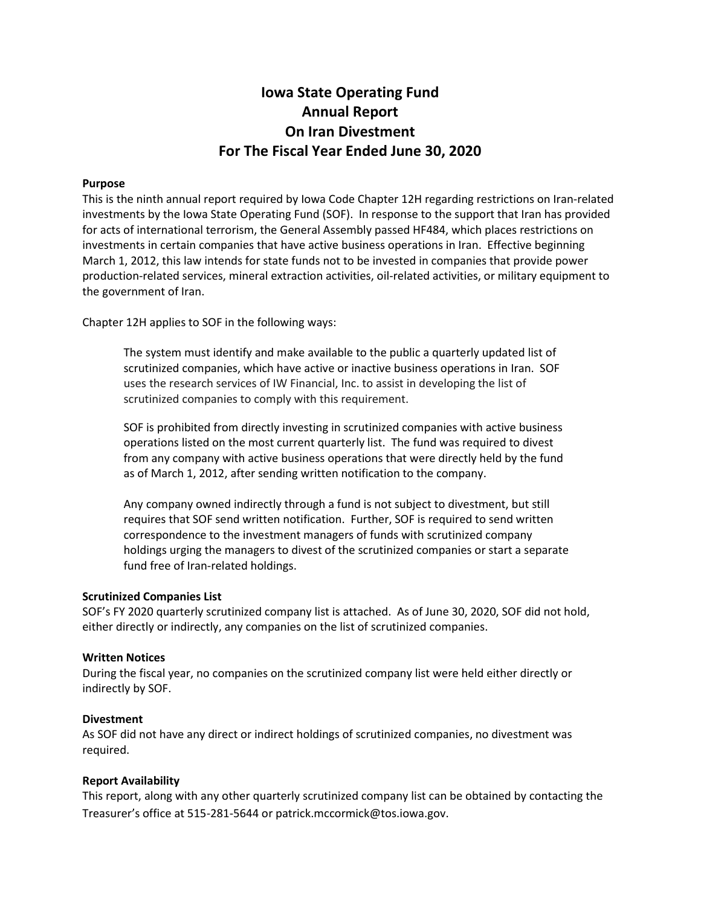# Iowa State Operating Fund
# Annual Report
# On Iran Divestment
# For The Fiscal Year Ended June 30, 2020

**Purpose**

This is the ninth annual report required by Iowa Code Chapter 12H regarding restrictions on Iran-related investments by the Iowa State Operating Fund (SOF). In response to the support that Iran has provided for acts of international terrorism, the General Assembly passed HF484, which places restrictions on investments in certain companies that have active business operations in Iran. Effective beginning March 1, 2012, this law intends for state funds not to be invested in companies that provide power production-related services, mineral extraction activities, oil-related activities, or military equipment to the government of Iran.

Chapter 12H applies to SOF in the following ways:

> The system must identify and make available to the public a quarterly updated list of scrutinized companies, which have active or inactive business operations in Iran. SOF uses the research services of IW Financial, Inc. to assist in developing the list of scrutinized companies to comply with this requirement.
>
> SOF is prohibited from directly investing in scrutinized companies with active business operations listed on the most current quarterly list. The fund was required to divest from any company with active business operations that were directly held by the fund as of March 1, 2012, after sending written notification to the company.
>
> Any company owned indirectly through a fund is not subject to divestment, but still requires that SOF send written notification. Further, SOF is required to send written correspondence to the investment managers of funds with scrutinized company holdings urging the managers to divest of the scrutinized companies or start a separate fund free of Iran-related holdings.

**Scrutinized Companies List**

SOF's FY 2020 quarterly scrutinized company list is attached. As of June 30, 2020, SOF did not hold, either directly or indirectly, any companies on the list of scrutinized companies.

**Written Notices**

During the fiscal year, no companies on the scrutinized company list were held either directly or indirectly by SOF.

**Divestment**

As SOF did not have any direct or indirect holdings of scrutinized companies, no divestment was required.

**Report Availability**

This report, along with any other quarterly scrutinized company list can be obtained by contacting the Treasurer's office at 515-281-5644 or patrick.mccormick@tos.iowa.gov.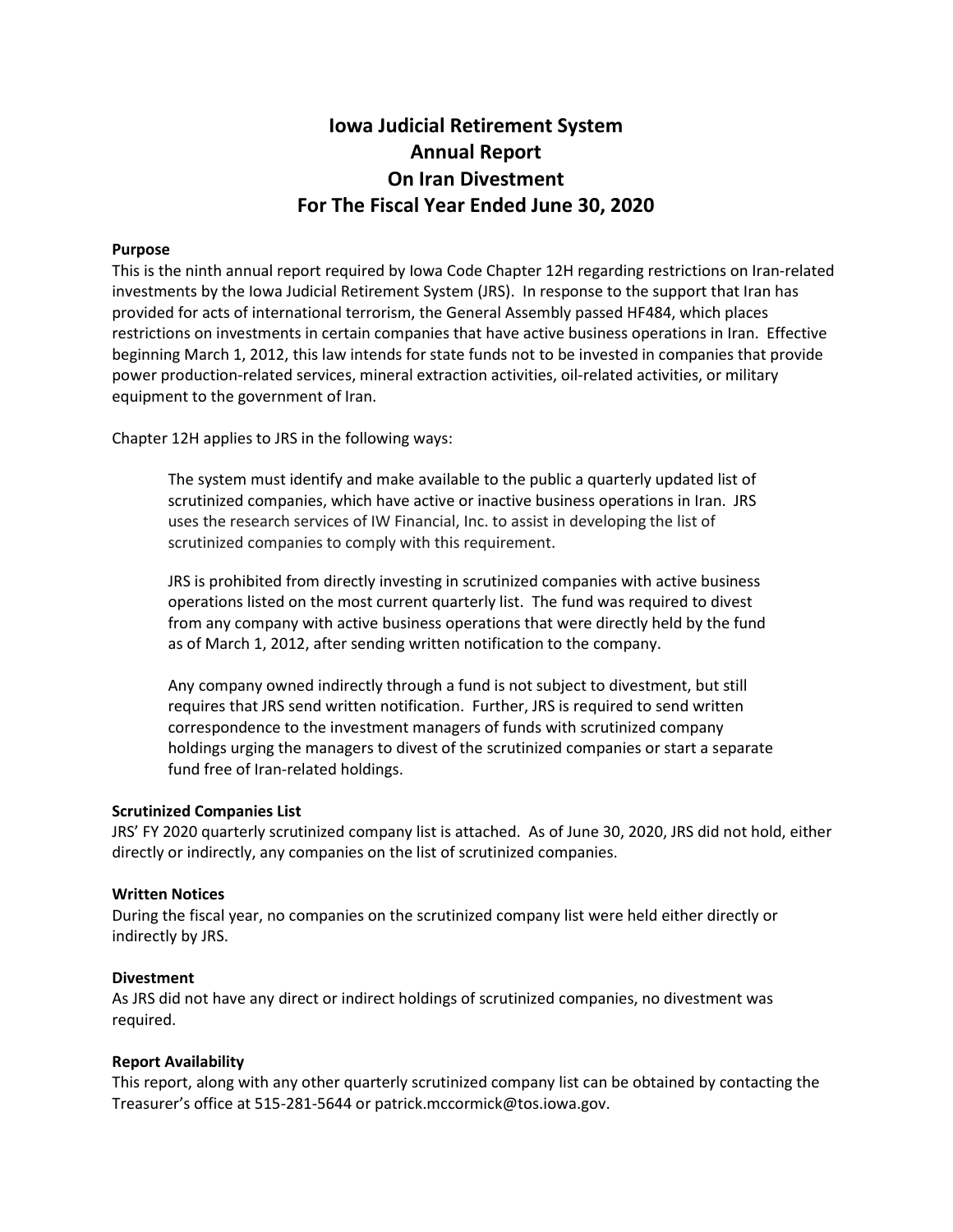# Iowa Judicial Retirement System
# Annual Report
# On Iran Divestment
# For The Fiscal Year Ended June 30, 2020

**Purpose**

This is the ninth annual report required by Iowa Code Chapter 12H regarding restrictions on Iran-related investments by the Iowa Judicial Retirement System (JRS). In response to the support that Iran has provided for acts of international terrorism, the General Assembly passed HF484, which places restrictions on investments in certain companies that have active business operations in Iran. Effective beginning March 1, 2012, this law intends for state funds not to be invested in companies that provide power production-related services, mineral extraction activities, oil-related activities, or military equipment to the government of Iran.

Chapter 12H applies to JRS in the following ways:

> The system must identify and make available to the public a quarterly updated list of scrutinized companies, which have active or inactive business operations in Iran. JRS uses the research services of IW Financial, Inc. to assist in developing the list of scrutinized companies to comply with this requirement.
>
> JRS is prohibited from directly investing in scrutinized companies with active business operations listed on the most current quarterly list. The fund was required to divest from any company with active business operations that were directly held by the fund as of March 1, 2012, after sending written notification to the company.
>
> Any company owned indirectly through a fund is not subject to divestment, but still requires that JRS send written notification. Further, JRS is required to send written correspondence to the investment managers of funds with scrutinized company holdings urging the managers to divest of the scrutinized companies or start a separate fund free of Iran-related holdings.

**Scrutinized Companies List**

JRS' FY 2020 quarterly scrutinized company list is attached. As of June 30, 2020, JRS did not hold, either directly or indirectly, any companies on the list of scrutinized companies.

**Written Notices**

During the fiscal year, no companies on the scrutinized company list were held either directly or indirectly by JRS.

**Divestment**

As JRS did not have any direct or indirect holdings of scrutinized companies, no divestment was required.

**Report Availability**

This report, along with any other quarterly scrutinized company list can be obtained by contacting the Treasurer's office at 515-281-5644 or patrick.mccormick@tos.iowa.gov.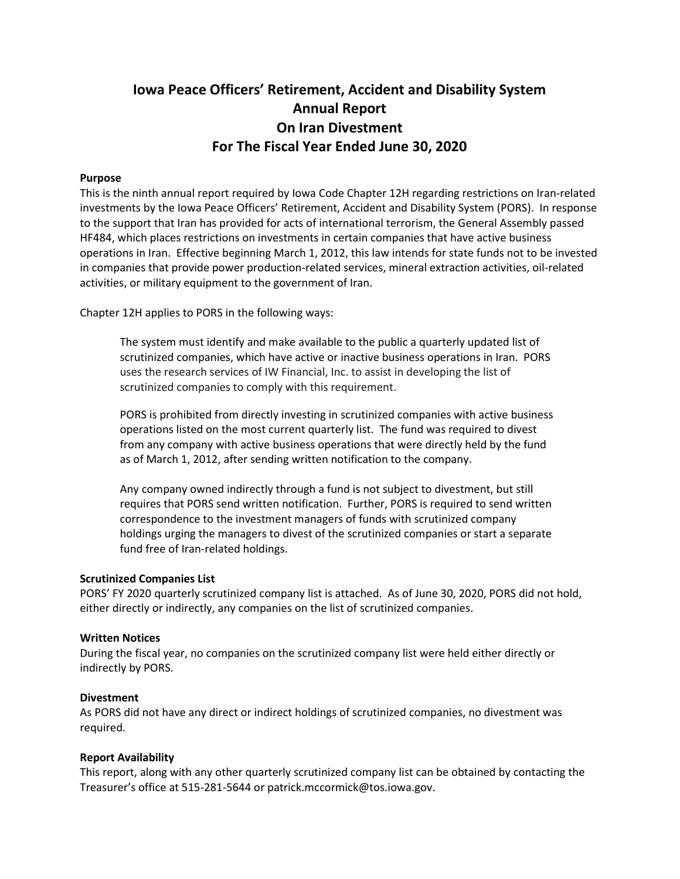# Iowa Peace Officers' Retirement, Accident and Disability System
# Annual Report
# On Iran Divestment
# For The Fiscal Year Ended June 30, 2020

**Purpose**

This is the ninth annual report required by Iowa Code Chapter 12H regarding restrictions on Iran-related investments by the Iowa Peace Officers' Retirement, Accident and Disability System (PORS). In response to the support that Iran has provided for acts of international terrorism, the General Assembly passed HF484, which places restrictions on investments in certain companies that have active business operations in Iran. Effective beginning March 1, 2012, this law intends for state funds not to be invested in companies that provide power production-related services, mineral extraction activities, oil-related activities, or military equipment to the government of Iran.

Chapter 12H applies to PORS in the following ways:

> The system must identify and make available to the public a quarterly updated list of scrutinized companies, which have active or inactive business operations in Iran. PORS uses the research services of IW Financial, Inc. to assist in developing the list of scrutinized companies to comply with this requirement.
>
> PORS is prohibited from directly investing in scrutinized companies with active business operations listed on the most current quarterly list. The fund was required to divest from any company with active business operations that were directly held by the fund as of March 1, 2012, after sending written notification to the company.
>
> Any company owned indirectly through a fund is not subject to divestment, but still requires that PORS send written notification. Further, PORS is required to send written correspondence to the investment managers of funds with scrutinized company holdings urging the managers to divest of the scrutinized companies or start a separate fund free of Iran-related holdings.

**Scrutinized Companies List**

PORS' FY 2020 quarterly scrutinized company list is attached. As of June 30, 2020, PORS did not hold, either directly or indirectly, any companies on the list of scrutinized companies.

**Written Notices**

During the fiscal year, no companies on the scrutinized company list were held either directly or indirectly by PORS.

**Divestment**

As PORS did not have any direct or indirect holdings of scrutinized companies, no divestment was required.

**Report Availability**

This report, along with any other quarterly scrutinized company list can be obtained by contacting the Treasurer's office at 515-281-5644 or patrick.mccormick@tos.iowa.gov.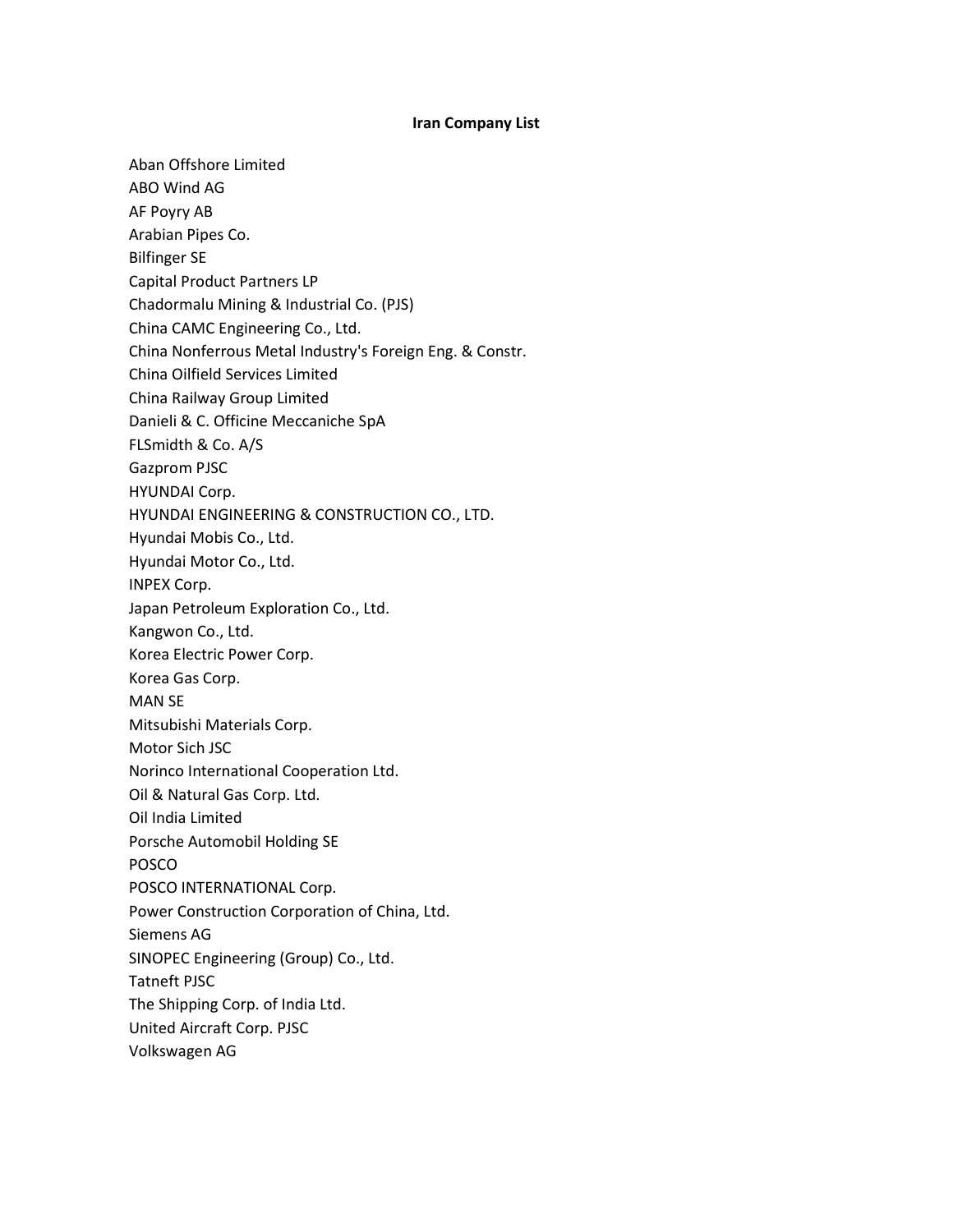**Iran Company List**

Aban Offshore Limited
ABO Wind AG
AF Poyry AB
Arabian Pipes Co.
Bilfinger SE
Capital Product Partners LP
Chadormalu Mining & Industrial Co. (PJS)
China CAMC Engineering Co., Ltd.
China Nonferrous Metal Industry's Foreign Eng. & Constr.
China Oilfield Services Limited
China Railway Group Limited
Danieli & C. Officine Meccaniche SpA
FLSmidth & Co. A/S
Gazprom PJSC
HYUNDAI Corp.
HYUNDAI ENGINEERING & CONSTRUCTION CO., LTD.
Hyundai Mobis Co., Ltd.
Hyundai Motor Co., Ltd.
INPEX Corp.
Japan Petroleum Exploration Co., Ltd.
Kangwon Co., Ltd.
Korea Electric Power Corp.
Korea Gas Corp.
MAN SE
Mitsubishi Materials Corp.
Motor Sich JSC
Norinco International Cooperation Ltd.
Oil & Natural Gas Corp. Ltd.
Oil India Limited
Porsche Automobil Holding SE
POSCO
POSCO INTERNATIONAL Corp.
Power Construction Corporation of China, Ltd.
Siemens AG
SINOPEC Engineering (Group) Co., Ltd.
Tatneft PJSC
The Shipping Corp. of India Ltd.
United Aircraft Corp. PJSC
Volkswagen AG